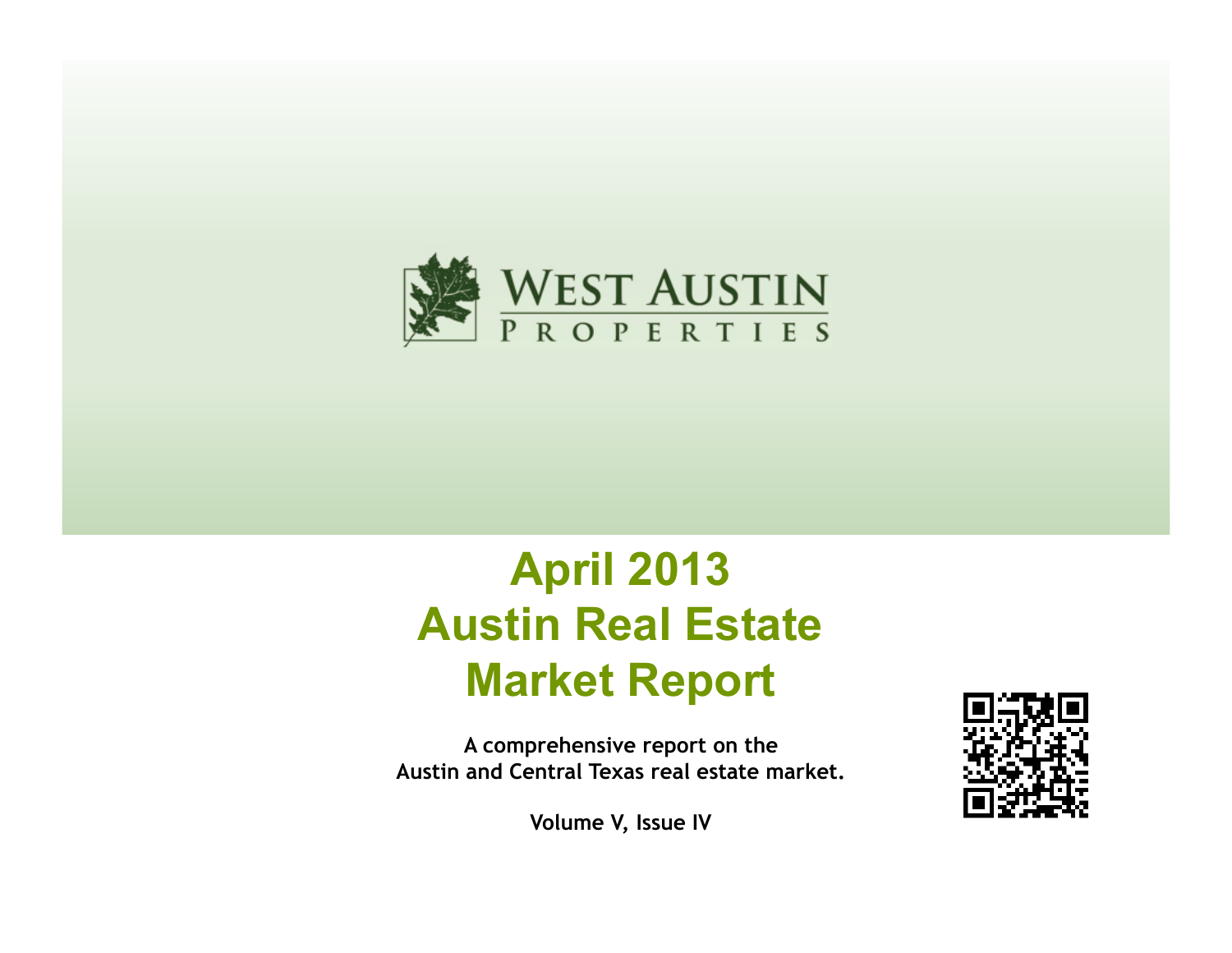WEST AUSTIN
PROPERTIES

# April 2013
# Austin Real Estate
# Market Report

**A comprehensive report on the Austin and Central Texas real estate market.**

**Volume V, Issue IV**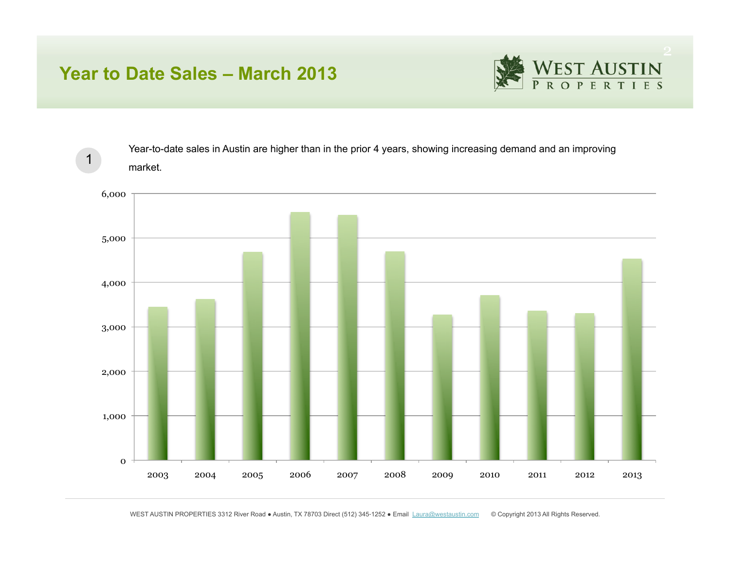# Year to Date Sales – March 2013

1 Year-to-date sales in Austin are higher than in the prior 4 years, showing increasing demand and an improving market.

WEST AUSTIN PROPERTIES 3312 River Road ● Austin, TX 78703 Direct (512) 345-1252 ● Email Laura@westaustin.com © Copyright 2013 All Rights Reserved.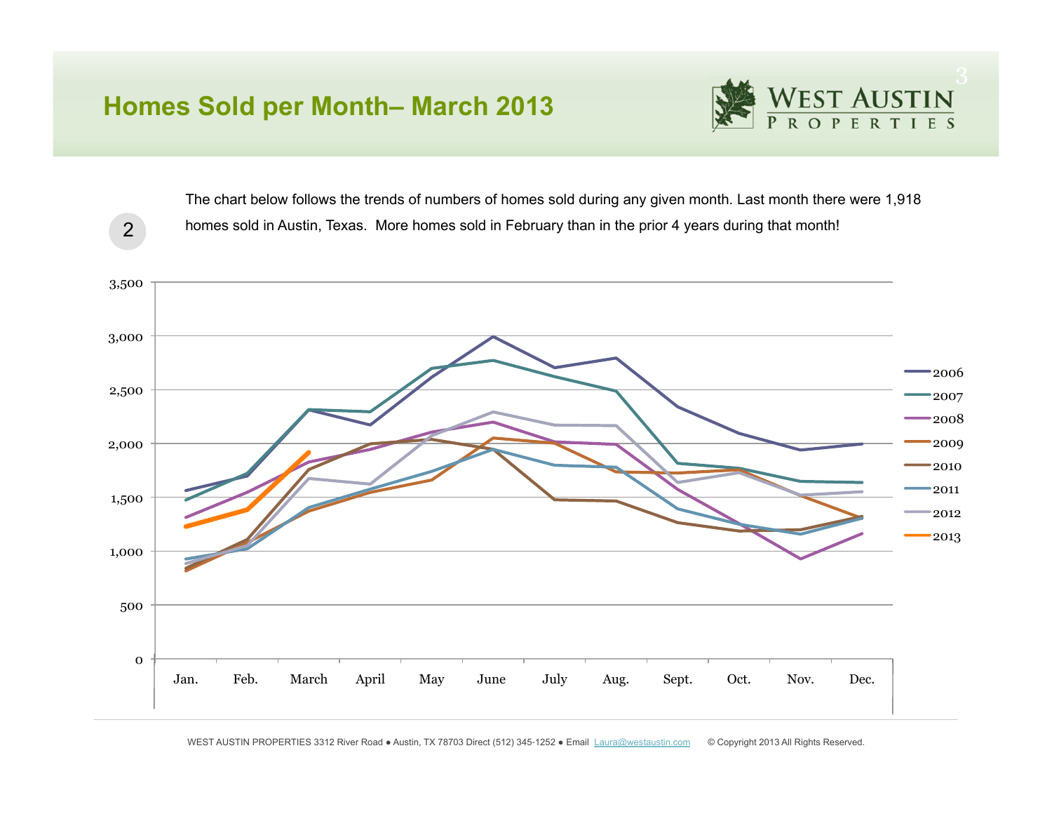# Homes Sold per Month– March 2013

2

The chart below follows the trends of numbers of homes sold during any given month. Last month there were 1,918 homes sold in Austin, Texas. More homes sold in February than in the prior 4 years during that month!

WEST AUSTIN PROPERTIES 3312 River Road ● Austin, TX 78703 Direct (512) 345-1252 ● Email Laura@westaustin.com © Copyright 2013 All Rights Reserved.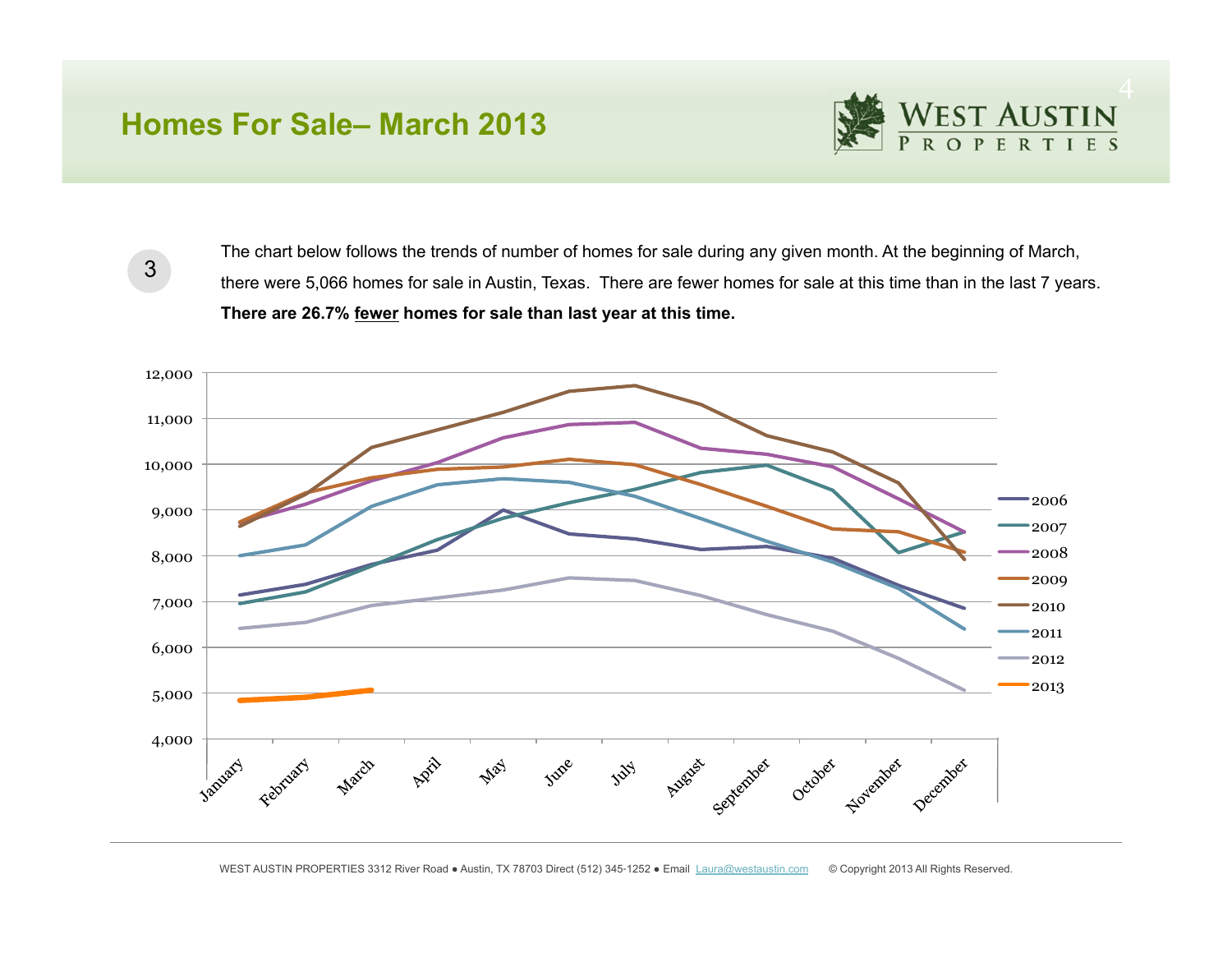# Homes For Sale– March 2013

3

The chart below follows the trends of number of homes for sale during any given month. At the beginning of March, there were 5,066 homes for sale in Austin, Texas. There are fewer homes for sale at this time than in the last 7 years. **There are 26.7% <u>fewer</u> homes for sale than last year at this time.**

WEST AUSTIN PROPERTIES 3312 River Road ● Austin, TX 78703 Direct (512) 345-1252 ● Email Laura@westaustin.com © Copyright 2013 All Rights Reserved.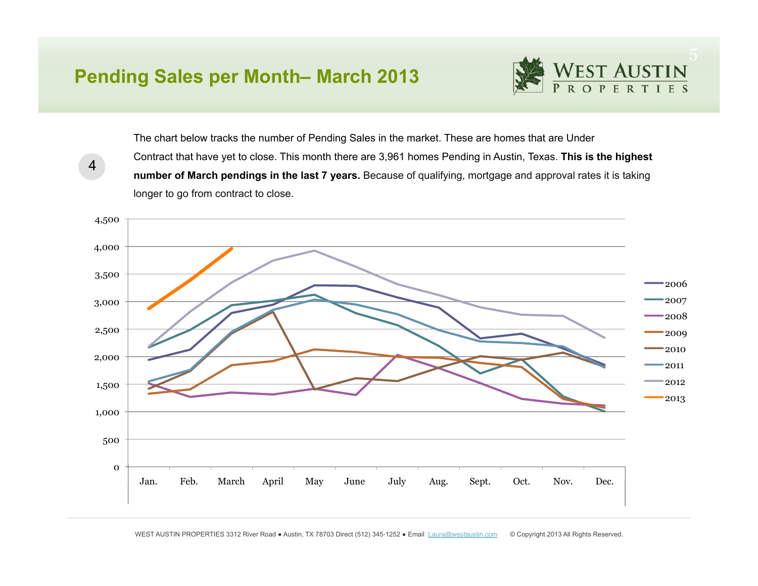## Pending Sales per Month– March 2013

4

The chart below tracks the number of Pending Sales in the market. These are homes that are Under Contract that have yet to close. This month there are 3,961 homes Pending in Austin, Texas. **This is the highest number of March pendings in the last 7 years.** Because of qualifying, mortgage and approval rates it is taking longer to go from contract to close.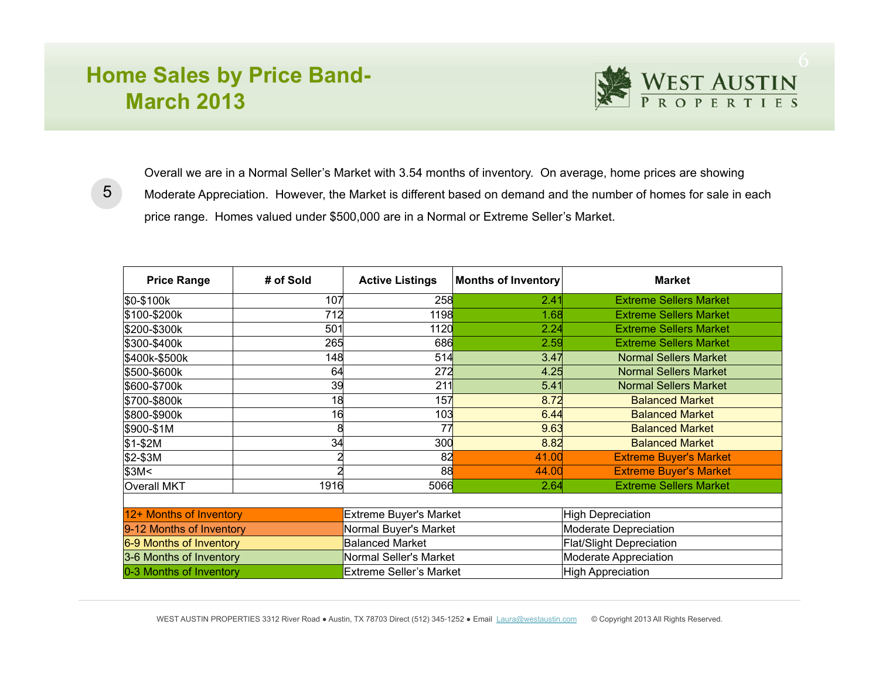# Home Sales by Price Band- March 2013

5

Overall we are in a Normal Seller's Market with 3.54 months of inventory. On average, home prices are showing Moderate Appreciation. However, the Market is different based on demand and the number of homes for sale in each price range. Homes valued under $500,000 are in a Normal or Extreme Seller's Market.

| Price Range | # of Sold | Active Listings | Months of Inventory | Market |
|---|---|---|---|---|
| $0-$100k | 107 | 258 | 2.41 | Extreme Sellers Market |
| $100-$200k | 712 | 1198 | 1.68 | Extreme Sellers Market |
| $200-$300k | 501 | 1120 | 2.24 | Extreme Sellers Market |
| $300-$400k | 265 | 686 | 2.59 | Extreme Sellers Market |
| $400k-$500k | 148 | 514 | 3.47 | Normal Sellers Market |
| $500-$600k | 64 | 272 | 4.25 | Normal Sellers Market |
| $600-$700k | 39 | 211 | 5.41 | Normal Sellers Market |
| $700-$800k | 18 | 157 | 8.72 | Balanced Market |
| $800-$900k | 16 | 103 | 6.44 | Balanced Market |
| $900-$1M | 8 | 77 | 9.63 | Balanced Market |
| $1-$2M | 34 | 300 | 8.82 | Balanced Market |
| $2-$3M | 2 | 82 | 41.00 | Extreme Buyer's Market |
| $3M< | 2 | 88 | 44.00 | Extreme Buyer's Market |
| Overall MKT | 1916 | 5066 | 2.64 | Extreme Sellers Market |

| Months of Inventory | Market | Appreciation |
|---|---|---|
| 12+ Months of Inventory | Extreme Buyer's Market | High Depreciation |
| 9-12 Months of Inventory | Normal Buyer's Market | Moderate Depreciation |
| 6-9 Months of Inventory | Balanced Market | Flat/Slight Depreciation |
| 3-6 Months of Inventory | Normal Seller's Market | Moderate Appreciation |
| 0-3 Months of Inventory | Extreme Seller's Market | High Appreciation |

WEST AUSTIN PROPERTIES 3312 River Road ● Austin, TX 78703 Direct (512) 345-1252 ● Email Laura@westaustin.com © Copyright 2013 All Rights Reserved.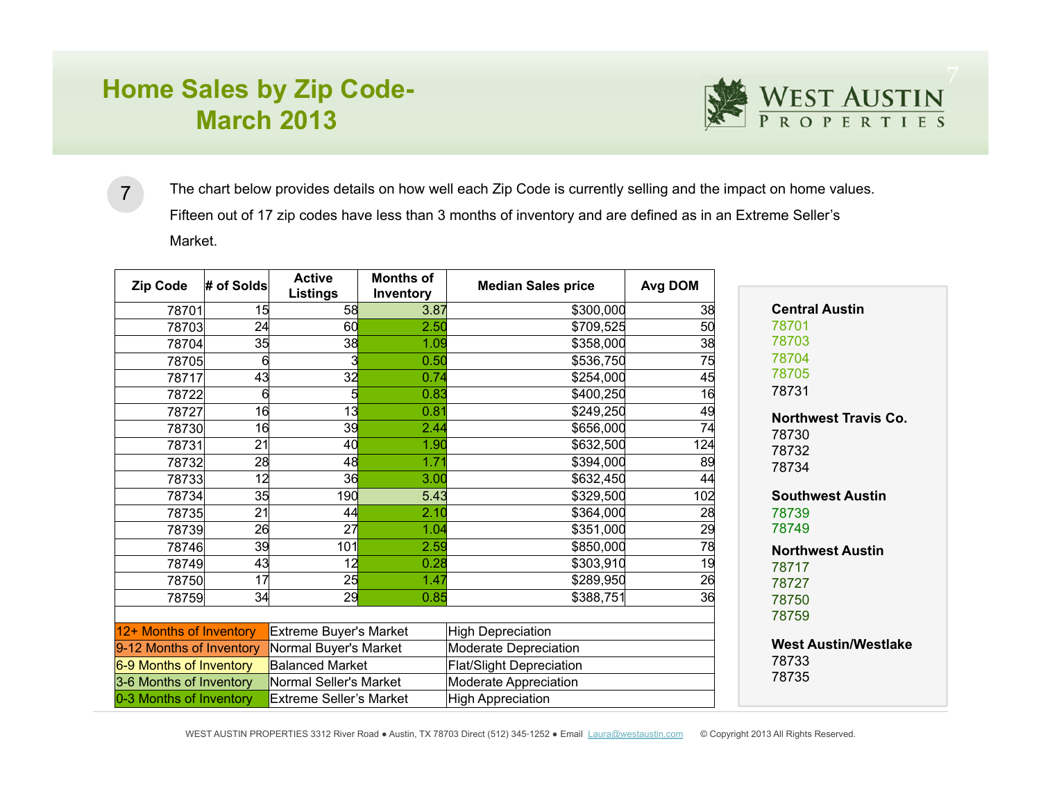# Home Sales by Zip Code- March 2013

The chart below provides details on how well each Zip Code is currently selling and the impact on home values. Fifteen out of 17 zip codes have less than 3 months of inventory and are defined as in an Extreme Seller's Market.

| Zip Code | # of Solds | Active Listings | Months of Inventory | Median Sales price | Avg DOM |
|---|---|---|---|---|---|
| 78701 | 15 | 58 | 3.87 | $300,000 | 38 |
| 78703 | 24 | 60 | 2.50 | $709,525 | 50 |
| 78704 | 35 | 38 | 1.09 | $358,000 | 38 |
| 78705 | 6 | 3 | 0.50 | $536,750 | 75 |
| 78717 | 43 | 32 | 0.74 | $254,000 | 45 |
| 78722 | 6 | 5 | 0.83 | $400,250 | 16 |
| 78727 | 16 | 13 | 0.81 | $249,250 | 49 |
| 78730 | 16 | 39 | 2.44 | $656,000 | 74 |
| 78731 | 21 | 40 | 1.90 | $632,500 | 124 |
| 78732 | 28 | 48 | 1.71 | $394,000 | 89 |
| 78733 | 12 | 36 | 3.00 | $632,450 | 44 |
| 78734 | 35 | 190 | 5.43 | $329,500 | 102 |
| 78735 | 21 | 44 | 2.10 | $364,000 | 28 |
| 78739 | 26 | 27 | 1.04 | $351,000 | 29 |
| 78746 | 39 | 101 | 2.59 | $850,000 | 78 |
| 78749 | 43 | 12 | 0.28 | $303,910 | 19 |
| 78750 | 17 | 25 | 1.47 | $289,950 | 26 |
| 78759 | 34 | 29 | 0.85 | $388,751 | 36 |

| Months of Inventory | Market | Home Values |
|---|---|---|
| 12+ Months of Inventory | Extreme Buyer's Market | High Depreciation |
| 9-12 Months of Inventory | Normal Buyer's Market | Moderate Depreciation |
| 6-9 Months of Inventory | Balanced Market | Flat/Slight Depreciation |
| 3-6 Months of Inventory | Normal Seller's Market | Moderate Appreciation |
| 0-3 Months of Inventory | Extreme Seller's Market | High Appreciation |

**Central Austin**
78701
78703
78704
78705
78731

**Northwest Travis Co.**
78730
78732
78734

**Southwest Austin**
78739
78749

**Northwest Austin**
78717
78727
78750
78759

**West Austin/Westlake**
78733
78735

WEST AUSTIN PROPERTIES 3312 River Road ● Austin, TX 78703 Direct (512) 345-1252 ● Email Laura@westaustin.com © Copyright 2013 All Rights Reserved.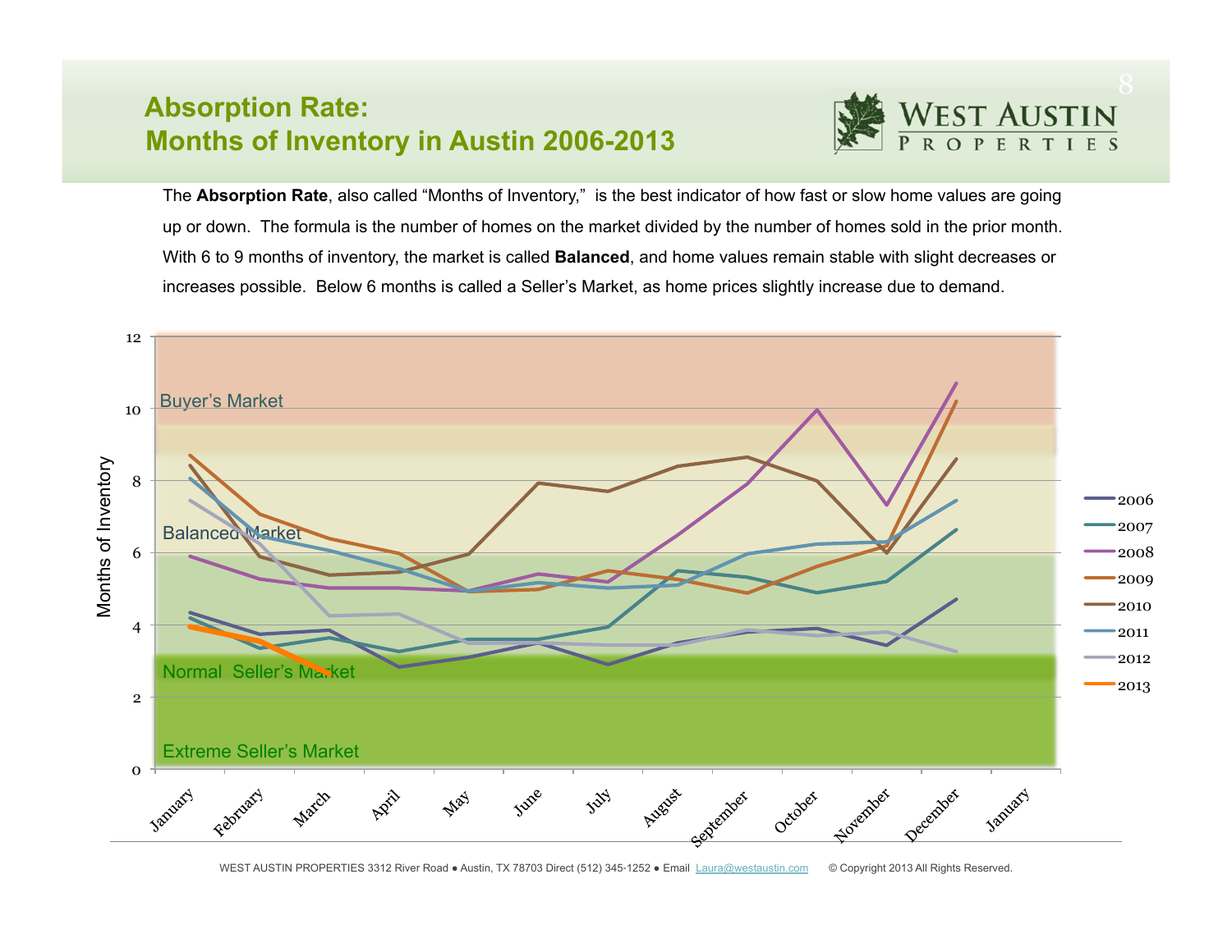# Absorption Rate: Months of Inventory in Austin 2006-2013

The **Absorption Rate**, also called "Months of Inventory," is the best indicator of how fast or slow home values are going up or down. The formula is the number of homes on the market divided by the number of homes sold in the prior month. With 6 to 9 months of inventory, the market is called **Balanced**, and home values remain stable with slight decreases or increases possible. Below 6 months is called a Seller's Market, as home prices slightly increase due to demand.

Months of Inventory

Buyer's Market

Balanced Market

Normal Seller's Market

Extreme Seller's Market

0, 2, 4, 6, 8, 10, 12

January, February, March, April, May, June, July, August, September, October, November, December, January

2006, 2007, 2008, 2009, 2010, 2011, 2012, 2013

WEST AUSTIN PROPERTIES 3312 River Road ● Austin, TX 78703 Direct (512) 345-1252 ● Email Laura@westaustin.com © Copyright 2013 All Rights Reserved.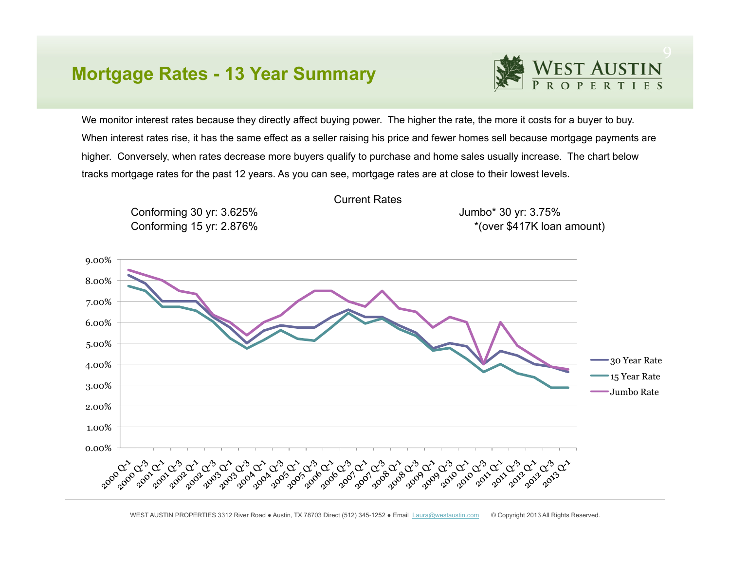# Mortgage Rates - 13 Year Summary

We monitor interest rates because they directly affect buying power. The higher the rate, the more it costs for a buyer to buy. When interest rates rise, it has the same effect as a seller raising his price and fewer homes sell because mortgage payments are higher. Conversely, when rates decrease more buyers qualify to purchase and home sales usually increase. The chart below tracks mortgage rates for the past 12 years. As you can see, mortgage rates are at close to their lowest levels.

Current Rates

Conforming 30 yr: 3.625%
Conforming 15 yr: 2.876%

Jumbo* 30 yr: 3.75%
*(over $417K loan amount)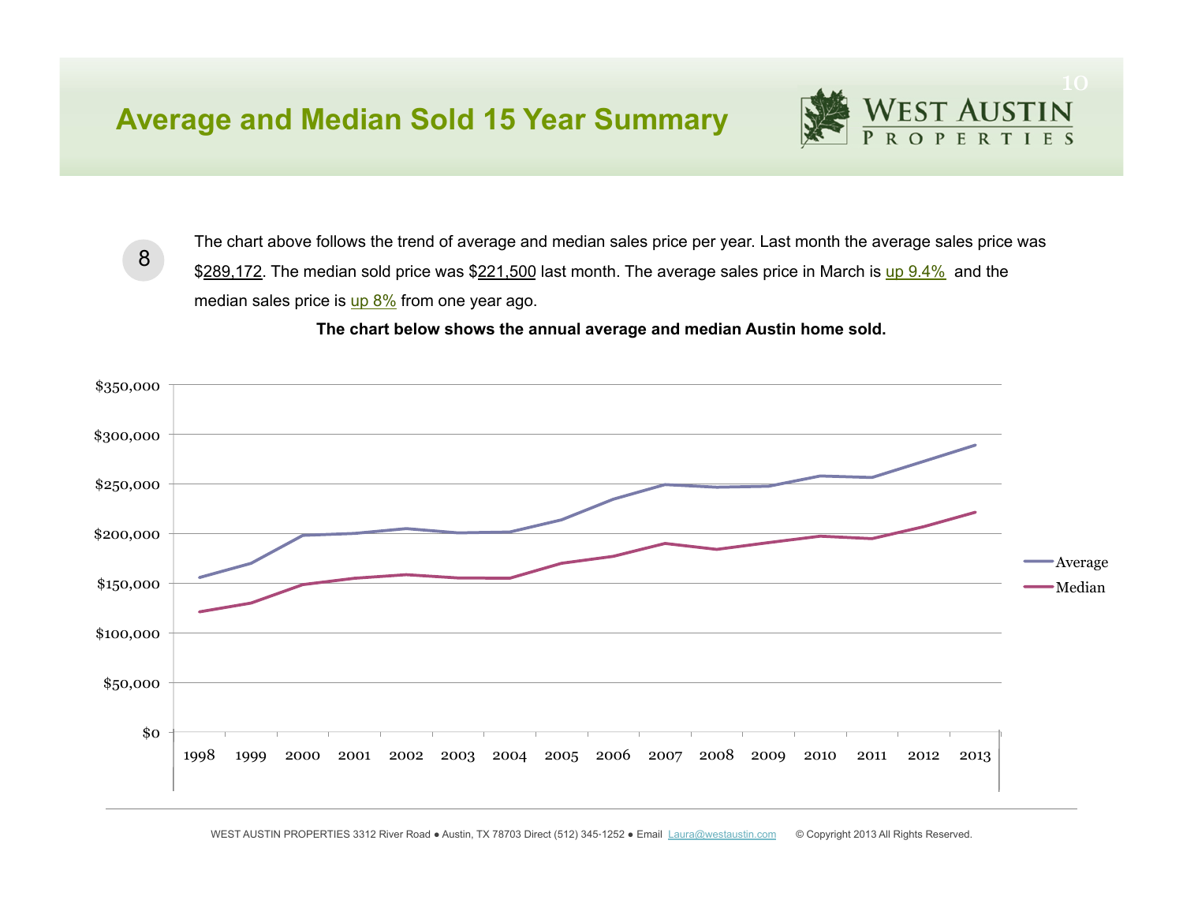## Average and Median Sold 15 Year Summary

8

The chart above follows the trend of average and median sales price per year. Last month the average sales price was $289,172. The median sold price was $221,500 last month. The average sales price in March is up 9.4% and the median sales price is up 8% from one year ago.

**The chart below shows the annual average and median Austin home sold.**

WEST AUSTIN PROPERTIES 3312 River Road ● Austin, TX 78703 Direct (512) 345-1252 ● Email Laura@westaustin.com © Copyright 2013 All Rights Reserved.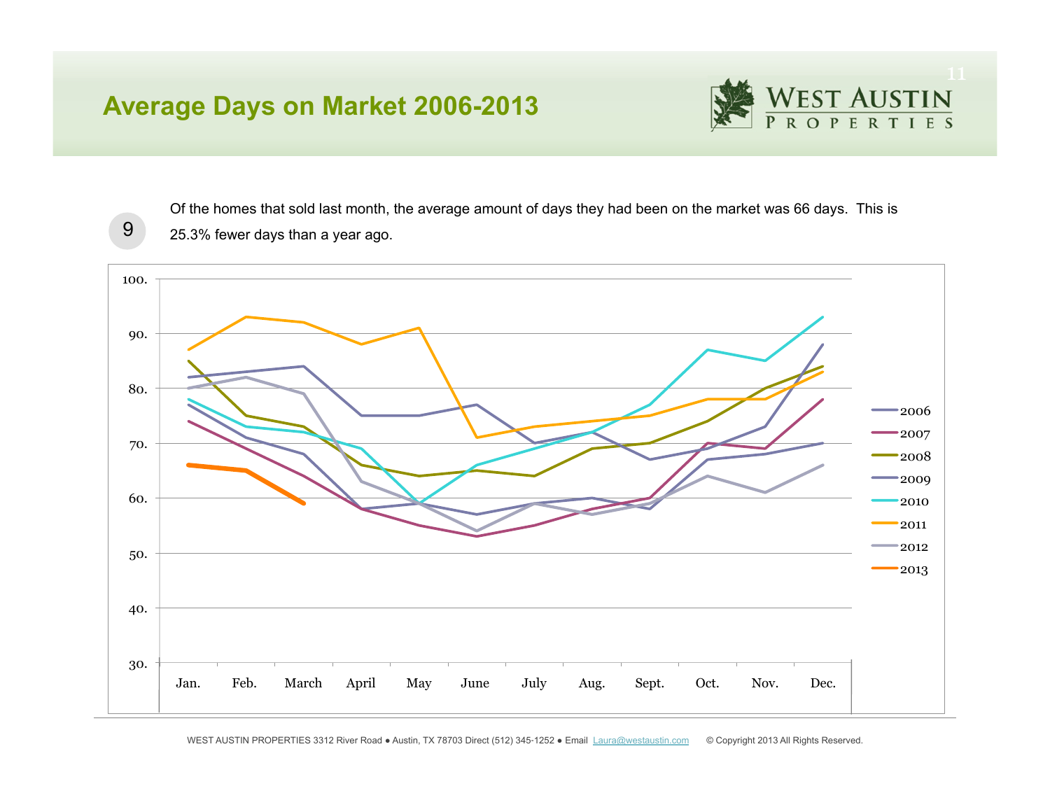# Average Days on Market 2006-2013

9

Of the homes that sold last month, the average amount of days they had been on the market was 66 days. This is 25.3% fewer days than a year ago.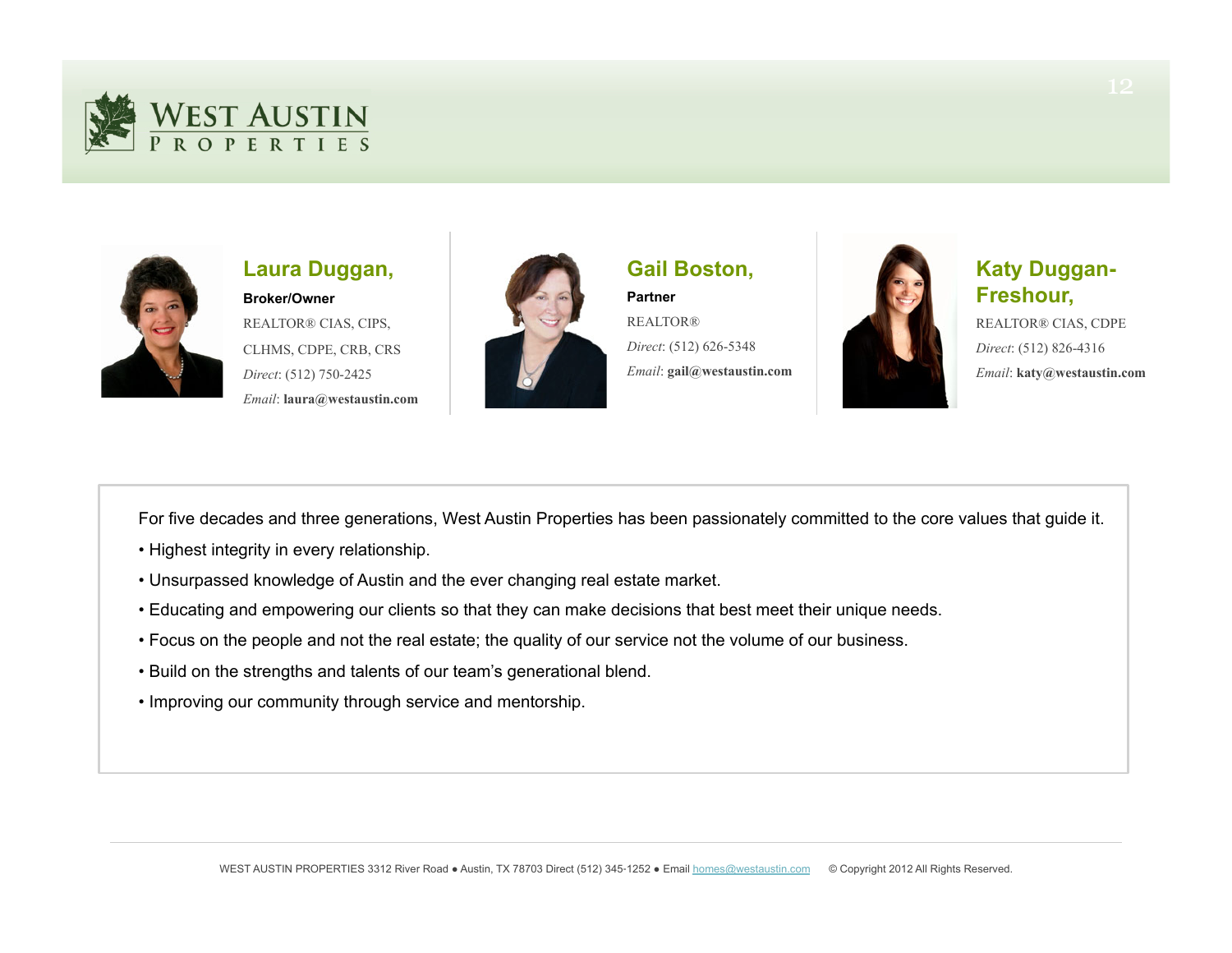WEST AUSTIN PROPERTIES

### Laura Duggan,

**Broker/Owner**

REALTOR® CIAS, CIPS, CLHMS, CDPE, CRB, CRS

*Direct*: (512) 750-2425

*Email*: **laura@westaustin.com**

### Gail Boston,

**Partner**

REALTOR®

*Direct*: (512) 626-5348

*Email*: **gail@westaustin.com**

### Katy Duggan-Freshour,

REALTOR® CIAS, CDPE

*Direct*: (512) 826-4316

*Email*: **katy@westaustin.com**

For five decades and three generations, West Austin Properties has been passionately committed to the core values that guide it.

- Highest integrity in every relationship.
- Unsurpassed knowledge of Austin and the ever changing real estate market.
- Educating and empowering our clients so that they can make decisions that best meet their unique needs.
- Focus on the people and not the real estate; the quality of our service not the volume of our business.
- Build on the strengths and talents of our team's generational blend.
- Improving our community through service and mentorship.

WEST AUSTIN PROPERTIES 3312 River Road ● Austin, TX 78703 Direct (512) 345-1252 ● Email homes@westaustin.com © Copyright 2012 All Rights Reserved.